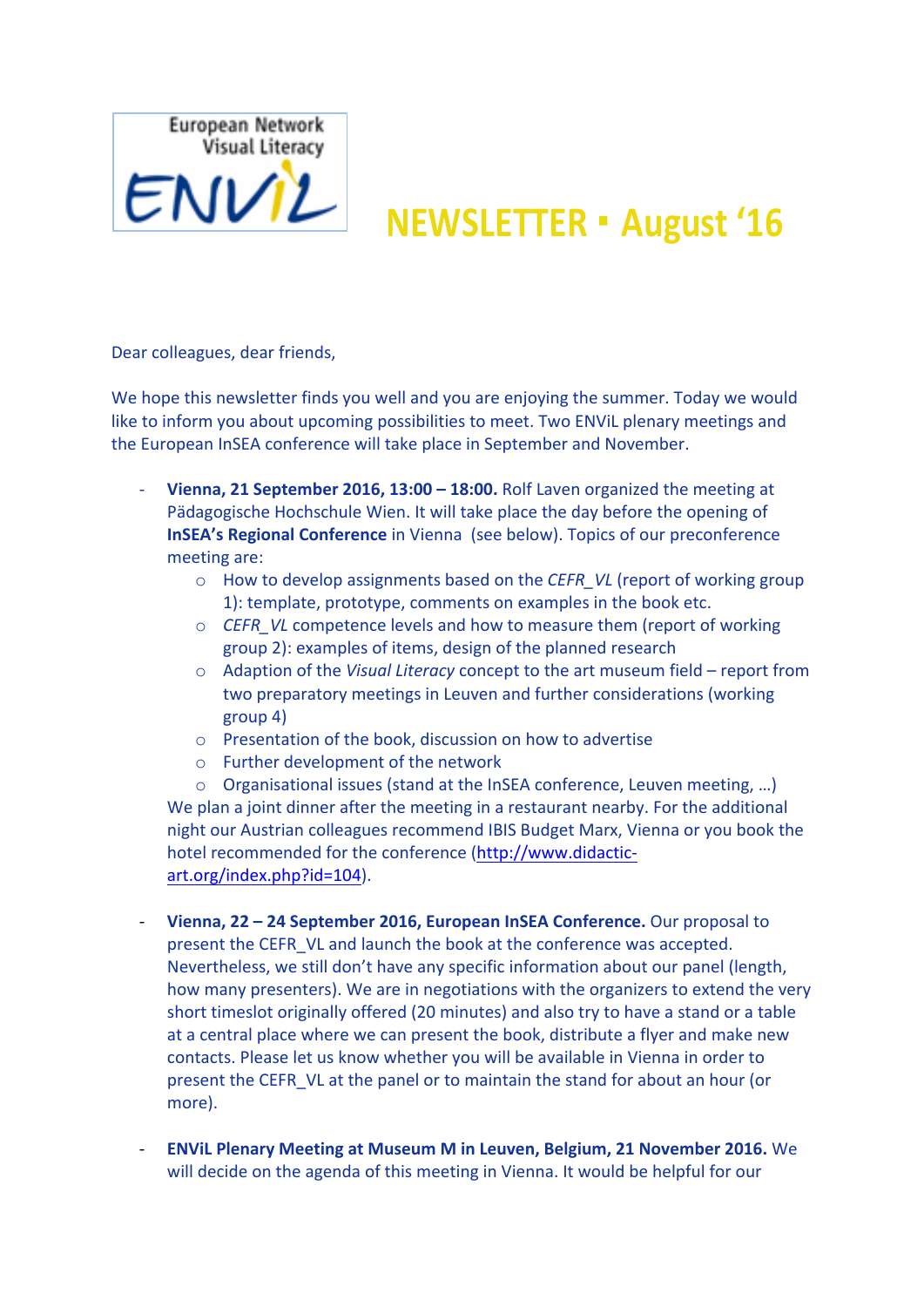European Network Visual Literacy

ENViL

# NEWSLETTER ▪ August '16

Dear colleagues, dear friends,

We hope this newsletter finds you well and you are enjoying the summer. Today we would like to inform you about upcoming possibilities to meet. Two ENViL plenary meetings and the European InSEA conference will take place in September and November.

- **Vienna, 21 September 2016, 13:00 – 18:00.** Rolf Laven organized the meeting at Pädagogische Hochschule Wien. It will take place the day before the opening of **InSEA's Regional Conference** in Vienna (see below). Topics of our preconference meeting are:
    - How to develop assignments based on the *CEFR_VL* (report of working group 1): template, prototype, comments on examples in the book etc.
    - *CEFR_VL* competence levels and how to measure them (report of working group 2): examples of items, design of the planned research
    - Adaption of the *Visual Literacy* concept to the art museum field – report from two preparatory meetings in Leuven and further considerations (working group 4)
    - Presentation of the book, discussion on how to advertise
    - Further development of the network
    - Organisational issues (stand at the InSEA conference, Leuven meeting, …)

  We plan a joint dinner after the meeting in a restaurant nearby. For the additional night our Austrian colleagues recommend IBIS Budget Marx, Vienna or you book the hotel recommended for the conference (http://www.didactic-art.org/index.php?id=104).

- **Vienna, 22 – 24 September 2016, European InSEA Conference.** Our proposal to present the CEFR_VL and launch the book at the conference was accepted. Nevertheless, we still don't have any specific information about our panel (length, how many presenters). We are in negotiations with the organizers to extend the very short timeslot originally offered (20 minutes) and also try to have a stand or a table at a central place where we can present the book, distribute a flyer and make new contacts. Please let us know whether you will be available in Vienna in order to present the CEFR_VL at the panel or to maintain the stand for about an hour (or more).

- **ENViL Plenary Meeting at Museum M in Leuven, Belgium, 21 November 2016.** We will decide on the agenda of this meeting in Vienna. It would be helpful for our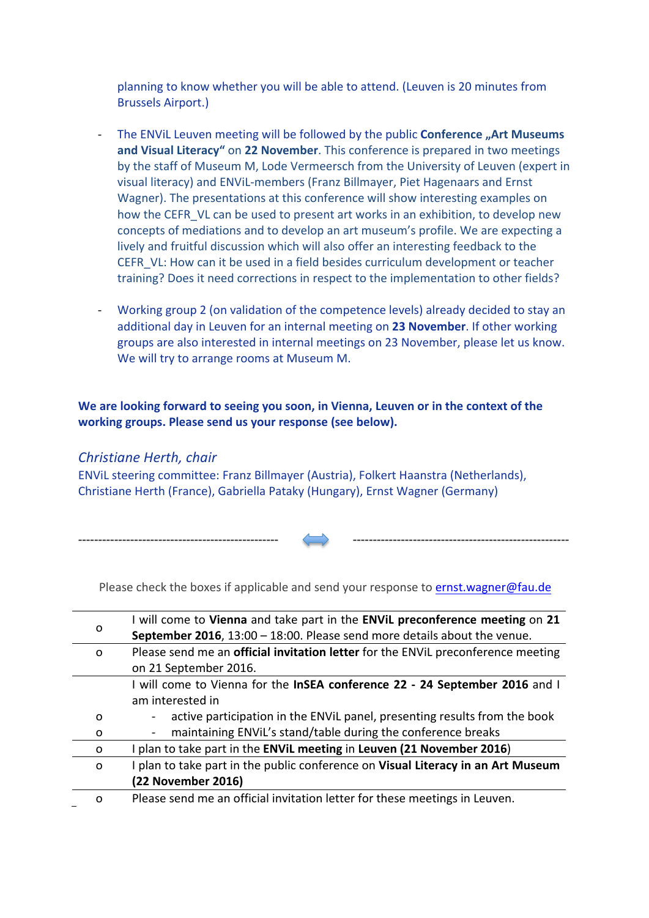planning to know whether you will be able to attend. (Leuven is 20 minutes from Brussels Airport.)

- The ENViL Leuven meeting will be followed by the public **Conference „Art Museums and Visual Literacy"** on **22 November**. This conference is prepared in two meetings by the staff of Museum M, Lode Vermeersch from the University of Leuven (expert in visual literacy) and ENViL-members (Franz Billmayer, Piet Hagenaars and Ernst Wagner). The presentations at this conference will show interesting examples on how the CEFR_VL can be used to present art works in an exhibition, to develop new concepts of mediations and to develop an art museum's profile. We are expecting a lively and fruitful discussion which will also offer an interesting feedback to the CEFR_VL: How can it be used in a field besides curriculum development or teacher training? Does it need corrections in respect to the implementation to other fields?

- Working group 2 (on validation of the competence levels) already decided to stay an additional day in Leuven for an internal meeting on **23 November**. If other working groups are also interested in internal meetings on 23 November, please let us know. We will try to arrange rooms at Museum M.

**We are looking forward to seeing you soon, in Vienna, Leuven or in the context of the working groups. Please send us your response (see below).**

*Christiane Herth, chair*

ENViL steering committee: Franz Billmayer (Austria), Folkert Haanstra (Netherlands), Christiane Herth (France), Gabriella Pataky (Hungary), Ernst Wagner (Germany)

---

Please check the boxes if applicable and send your response to ernst.wagner@fau.de

| | |
|---|---|
| o | I will come to **Vienna** and take part in the **ENViL preconference meeting** on **21 September 2016**, 13:00 – 18:00. Please send more details about the venue. |
| o | Please send me an **official invitation letter** for the ENViL preconference meeting on 21 September 2016. |
| | I will come to Vienna for the **InSEA conference 22 - 24 September 2016** and I am interested in |
| o | - active participation in the ENViL panel, presenting results from the book |
| o | - maintaining ENViL's stand/table during the conference breaks |
| o | I plan to take part in the **ENViL meeting** in **Leuven (21 November 2016)** |
| o | I plan to take part in the public conference on **Visual Literacy in an Art Museum (22 November 2016)** |
| o | Please send me an official invitation letter for these meetings in Leuven. |